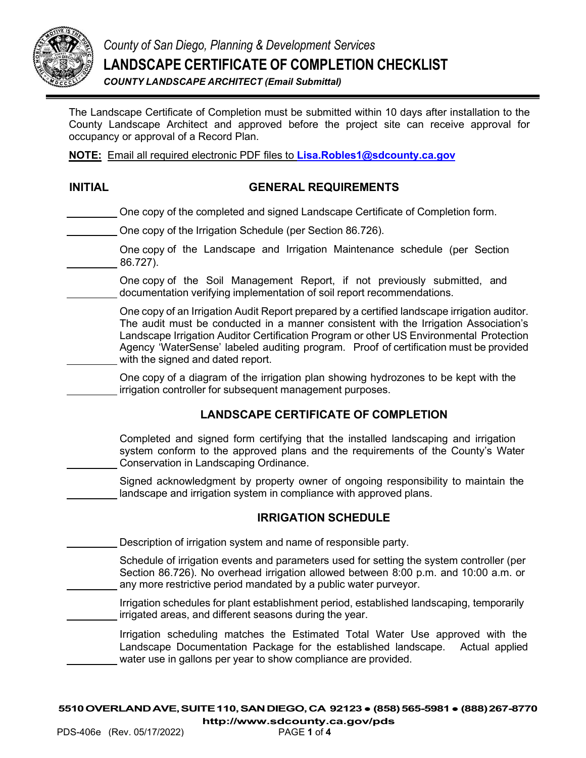*County of San Diego, Planning & Development Services*

# LANDSCAPE CERTIFICATE OF COMPLETION CHECKLIST

***COUNTY LANDSCAPE ARCHITECT (Email Submittal)***

The Landscape Certificate of Completion must be submitted within 10 days after installation to the County Landscape Architect and approved before the project site can receive approval for occupancy or approval of a Record Plan.

**NOTE:** Email all required electronic PDF files to **Lisa.Robles1@sdcounty.ca.gov**

## INITIAL — GENERAL REQUIREMENTS

_________ One copy of the completed and signed Landscape Certificate of Completion form.

_________ One copy of the Irrigation Schedule (per Section 86.726).

_________ One copy of the Landscape and Irrigation Maintenance schedule (per Section 86.727).

_________ One copy of the Soil Management Report, if not previously submitted, and documentation verifying implementation of soil report recommendations.

_________ One copy of an Irrigation Audit Report prepared by a certified landscape irrigation auditor. The audit must be conducted in a manner consistent with the Irrigation Association's Landscape Irrigation Auditor Certification Program or other US Environmental Protection Agency 'WaterSense' labeled auditing program. Proof of certification must be provided with the signed and dated report.

_________ One copy of a diagram of the irrigation plan showing hydrozones to be kept with the irrigation controller for subsequent management purposes.

## LANDSCAPE CERTIFICATE OF COMPLETION

_________ Completed and signed form certifying that the installed landscaping and irrigation system conform to the approved plans and the requirements of the County's Water Conservation in Landscaping Ordinance.

_________ Signed acknowledgment by property owner of ongoing responsibility to maintain the landscape and irrigation system in compliance with approved plans.

## IRRIGATION SCHEDULE

_________ Description of irrigation system and name of responsible party.

_________ Schedule of irrigation events and parameters used for setting the system controller (per Section 86.726). No overhead irrigation allowed between 8:00 p.m. and 10:00 a.m. or any more restrictive period mandated by a public water purveyor.

_________ Irrigation schedules for plant establishment period, established landscaping, temporarily irrigated areas, and different seasons during the year.

_________ Irrigation scheduling matches the Estimated Total Water Use approved with the Landscape Documentation Package for the established landscape. Actual applied water use in gallons per year to show compliance are provided.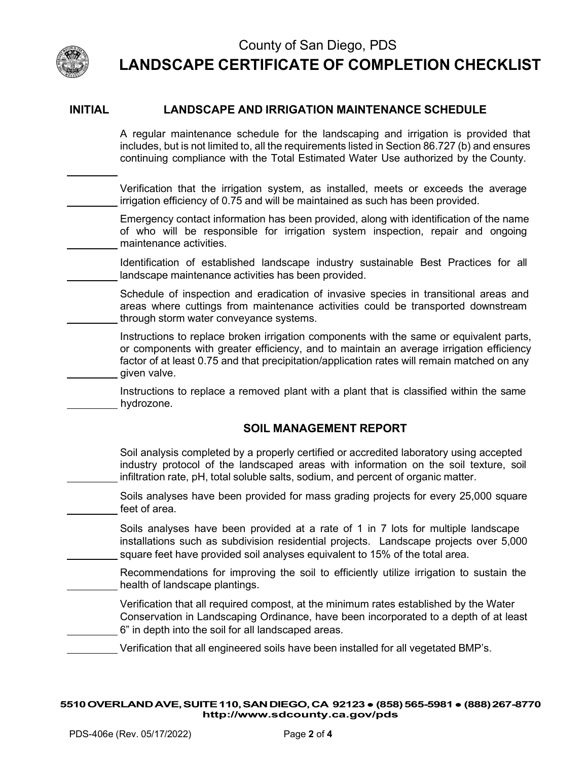# County of San Diego, PDS

# LANDSCAPE CERTIFICATE OF COMPLETION CHECKLIST

| INITIAL | LANDSCAPE AND IRRIGATION MAINTENANCE SCHEDULE |
|---|---|
| ________ | A regular maintenance schedule for the landscaping and irrigation is provided that includes, but is not limited to, all the requirements listed in Section 86.727 (b) and ensures continuing compliance with the Total Estimated Water Use authorized by the County. |
| ________ | Verification that the irrigation system, as installed, meets or exceeds the average irrigation efficiency of 0.75 and will be maintained as such has been provided. |
| ________ | Emergency contact information has been provided, along with identification of the name of who will be responsible for irrigation system inspection, repair and ongoing maintenance activities. |
| ________ | Identification of established landscape industry sustainable Best Practices for all landscape maintenance activities has been provided. |
| ________ | Schedule of inspection and eradication of invasive species in transitional areas and areas where cuttings from maintenance activities could be transported downstream through storm water conveyance systems. |
| ________ | Instructions to replace broken irrigation components with the same or equivalent parts, or components with greater efficiency, and to maintain an average irrigation efficiency factor of at least 0.75 and that precipitation/application rates will remain matched on any given valve. |
| ________ | Instructions to replace a removed plant with a plant that is classified within the same hydrozone. |

## SOIL MANAGEMENT REPORT

| INITIAL | SOIL MANAGEMENT REPORT |
|---|---|
| ________ | Soil analysis completed by a properly certified or accredited laboratory using accepted industry protocol of the landscaped areas with information on the soil texture, soil infiltration rate, pH, total soluble salts, sodium, and percent of organic matter. |
| ________ | Soils analyses have been provided for mass grading projects for every 25,000 square feet of area. |
| ________ | Soils analyses have been provided at a rate of 1 in 7 lots for multiple landscape installations such as subdivision residential projects. Landscape projects over 5,000 square feet have provided soil analyses equivalent to 15% of the total area. |
| ________ | Recommendations for improving the soil to efficiently utilize irrigation to sustain the health of landscape plantings. |
| ________ | Verification that all required compost, at the minimum rates established by the Water Conservation in Landscaping Ordinance, have been incorporated to a depth of at least 6" in depth into the soil for all landscaped areas. |
| ________ | Verification that all engineered soils have been installed for all vegetated BMP's. |

5510 OVERLAND AVE, SUITE 110, SAN DIEGO, CA 92123 • (858) 565-5981 • (888) 267-8770
http://www.sdcounty.ca.gov/pds

PDS-406e (Rev. 05/17/2022)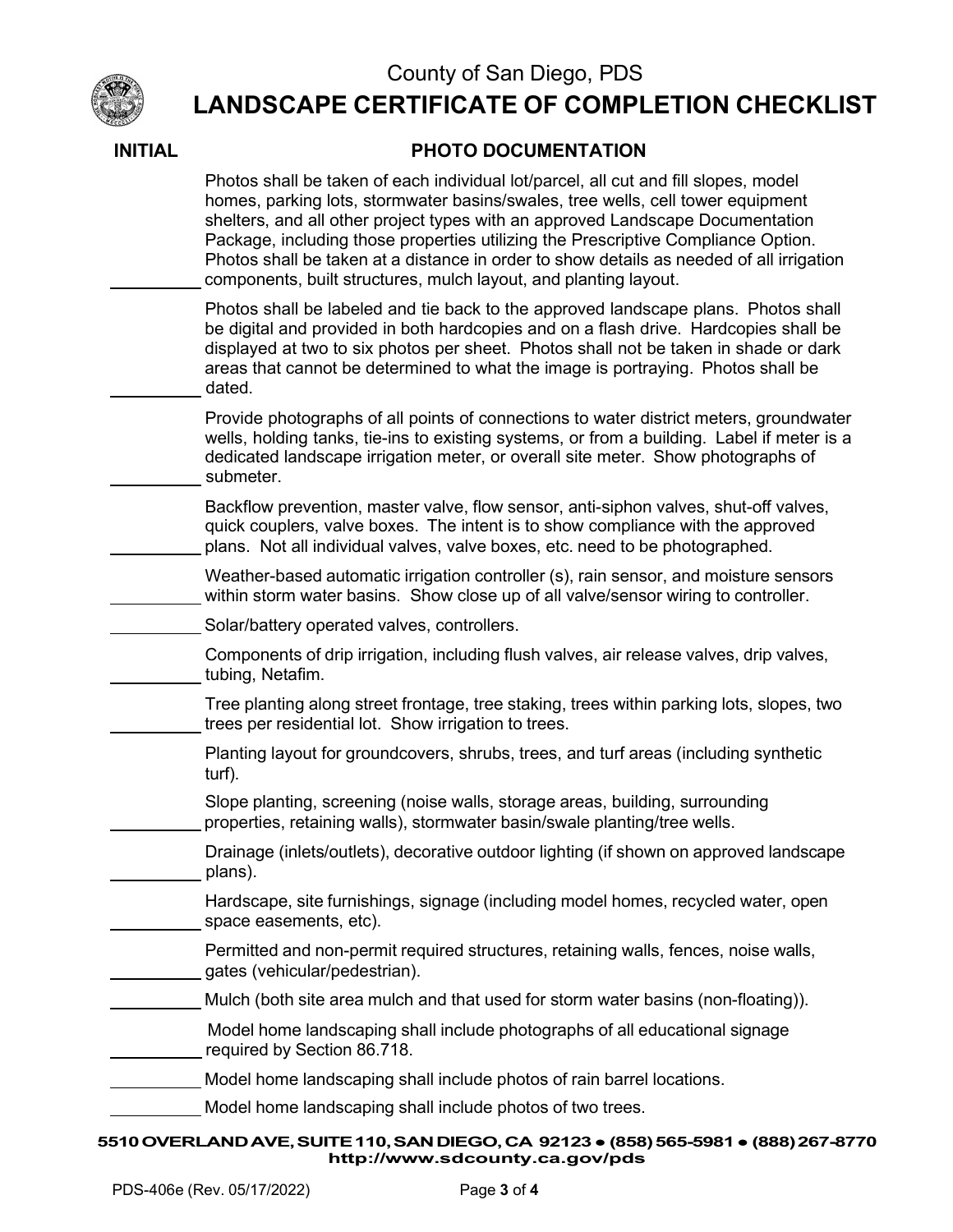County of San Diego, PDS

# LANDSCAPE CERTIFICATE OF COMPLETION CHECKLIST

| INITIAL | PHOTO DOCUMENTATION |
|---|---|
| ______ | Photos shall be taken of each individual lot/parcel, all cut and fill slopes, model homes, parking lots, stormwater basins/swales, tree wells, cell tower equipment shelters, and all other project types with an approved Landscape Documentation Package, including those properties utilizing the Prescriptive Compliance Option. Photos shall be taken at a distance in order to show details as needed of all irrigation components, built structures, mulch layout, and planting layout. |
| ______ | Photos shall be labeled and tie back to the approved landscape plans. Photos shall be digital and provided in both hardcopies and on a flash drive. Hardcopies shall be displayed at two to six photos per sheet. Photos shall not be taken in shade or dark areas that cannot be determined to what the image is portraying. Photos shall be dated. |
| ______ | Provide photographs of all points of connections to water district meters, groundwater wells, holding tanks, tie-ins to existing systems, or from a building. Label if meter is a dedicated landscape irrigation meter, or overall site meter. Show photographs of submeter. |
| ______ | Backflow prevention, master valve, flow sensor, anti-siphon valves, shut-off valves, quick couplers, valve boxes. The intent is to show compliance with the approved plans. Not all individual valves, valve boxes, etc. need to be photographed. |
| ______ | Weather-based automatic irrigation controller (s), rain sensor, and moisture sensors within storm water basins. Show close up of all valve/sensor wiring to controller. |
| ______ | Solar/battery operated valves, controllers. |
| ______ | Components of drip irrigation, including flush valves, air release valves, drip valves, tubing, Netafim. |
| ______ | Tree planting along street frontage, tree staking, trees within parking lots, slopes, two trees per residential lot. Show irrigation to trees. |
| | Planting layout for groundcovers, shrubs, trees, and turf areas (including synthetic turf). |
| ______ | Slope planting, screening (noise walls, storage areas, building, surrounding properties, retaining walls), stormwater basin/swale planting/tree wells. |
| ______ | Drainage (inlets/outlets), decorative outdoor lighting (if shown on approved landscape plans). |
| ______ | Hardscape, site furnishings, signage (including model homes, recycled water, open space easements, etc). |
| ______ | Permitted and non-permit required structures, retaining walls, fences, noise walls, gates (vehicular/pedestrian). |
| ______ | Mulch (both site area mulch and that used for storm water basins (non-floating)). |
| ______ | Model home landscaping shall include photographs of all educational signage required by Section 86.718. |
| ______ | Model home landscaping shall include photos of rain barrel locations. |
| ______ | Model home landscaping shall include photos of two trees. |

**5510 OVERLAND AVE, SUITE 110, SAN DIEGO, CA 92123 • (858) 565-5981 • (888) 267-8770**
**http://www.sdcounty.ca.gov/pds**

PDS-406e (Rev. 05/17/2022)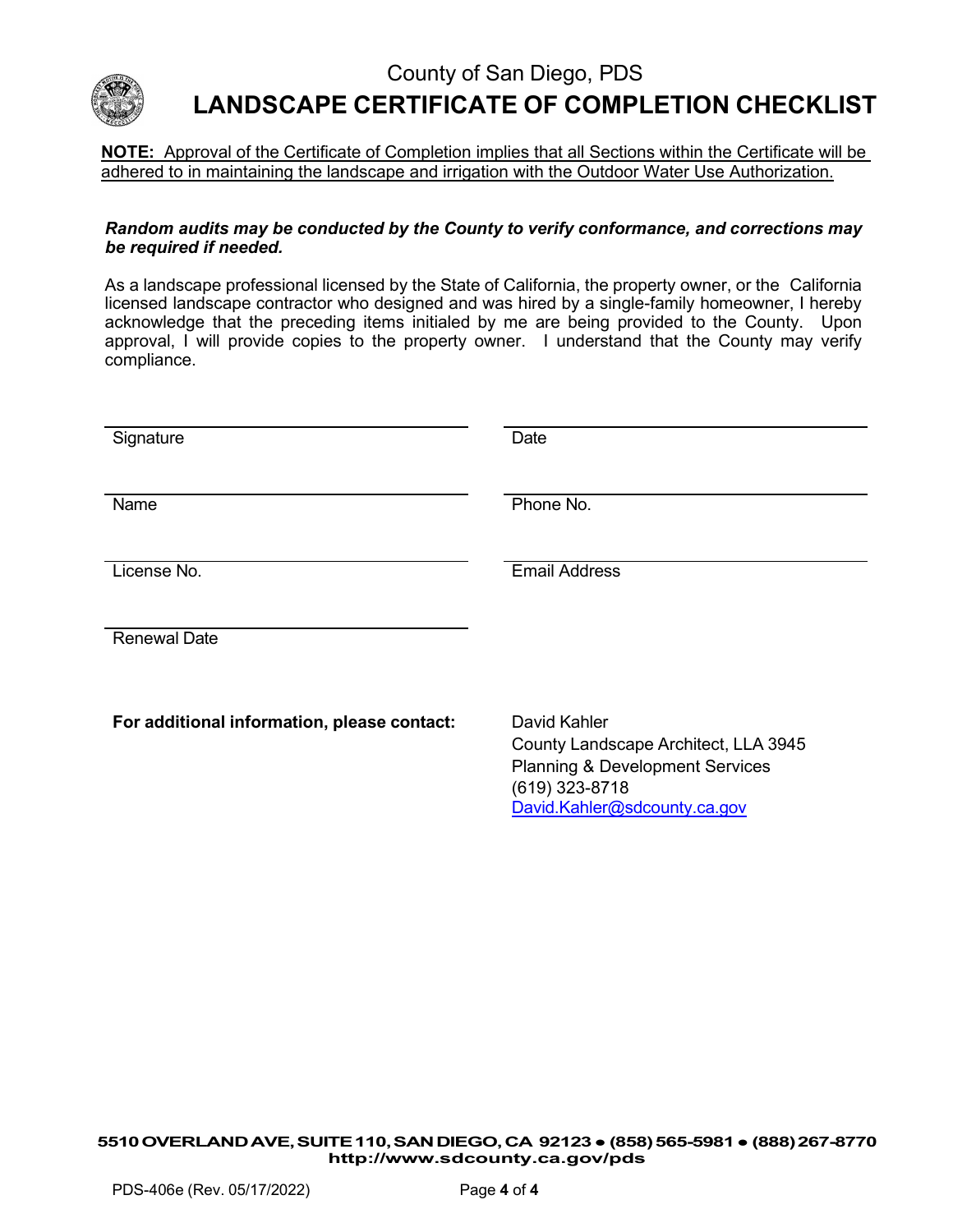County of San Diego, PDS

# LANDSCAPE CERTIFICATE OF COMPLETION CHECKLIST

**NOTE:** Approval of the Certificate of Completion implies that all Sections within the Certificate will be adhered to in maintaining the landscape and irrigation with the Outdoor Water Use Authorization.

***Random audits may be conducted by the County to verify conformance, and corrections may be required if needed.***

As a landscape professional licensed by the State of California, the property owner, or the California licensed landscape contractor who designed and was hired by a single-family homeowner, I hereby acknowledge that the preceding items initialed by me are being provided to the County. Upon approval, I will provide copies to the property owner. I understand that the County may verify compliance.

| | |
|---|---|
| Signature | Date |
| Name | Phone No. |
| License No. | Email Address |
| Renewal Date | |

**For additional information, please contact:**

David Kahler
County Landscape Architect, LLA 3945
Planning & Development Services
(619) 323-8718
David.Kahler@sdcounty.ca.gov

**5510 OVERLAND AVE, SUITE 110, SAN DIEGO, CA 92123 • (858) 565-5981 • (888) 267-8770**
**http://www.sdcounty.ca.gov/pds**

PDS-406e (Rev. 05/17/2022)